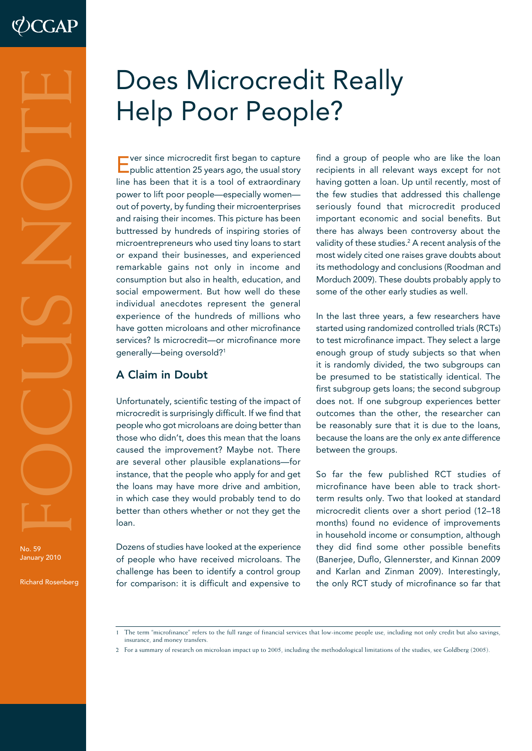# Does Microcredit Really Help Poor People?

Ever since microcredit first began to capture public attention 25 years ago, the usual story line has been that it is a tool of extraordinary power to lift poor people—especially women—out of poverty, by funding their microenterprises and raising their incomes. This picture has been buttressed by hundreds of inspiring stories of microentrepreneurs who used tiny loans to start or expand their businesses, and experienced remarkable gains not only in income and consumption but also in health, education, and social empowerment. But how well do these individual anecdotes represent the general experience of the hundreds of millions who have gotten microloans and other microfinance services? Is microcredit—or microfinance more generally—being oversold?[1]

## A Claim in Doubt

Unfortunately, scientific testing of the impact of microcredit is surprisingly difficult. If we find that people who got microloans are doing better than those who didn't, does this mean that the loans caused the improvement? Maybe not. There are several other plausible explanations—for instance, that the people who apply for and get the loans may have more drive and ambition, in which case they would probably tend to do better than others whether or not they get the loan.

Dozens of studies have looked at the experience of people who have received microloans. The challenge has been to identify a control group for comparison: it is difficult and expensive to find a group of people who are like the loan recipients in all relevant ways except for not having gotten a loan. Up until recently, most of the few studies that addressed this challenge seriously found that microcredit produced important economic and social benefits. But there has always been controversy about the validity of these studies.[2] A recent analysis of the most widely cited one raises grave doubts about its methodology and conclusions (Roodman and Morduch 2009). These doubts probably apply to some of the other early studies as well.

In the last three years, a few researchers have started using randomized controlled trials (RCTs) to test microfinance impact. They select a large enough group of study subjects so that when it is randomly divided, the two subgroups can be presumed to be statistically identical. The first subgroup gets loans; the second subgroup does not. If one subgroup experiences better outcomes than the other, the researcher can be reasonably sure that it is due to the loans, because the loans are the only *ex ante* difference between the groups.

So far the few published RCT studies of microfinance have been able to track short-term results only. Two that looked at standard microcredit clients over a short period (12–18 months) found no evidence of improvements in household income or consumption, although they did find some other possible benefits (Banerjee, Duflo, Glennerster, and Kinnan 2009 and Karlan and Zinman 2009). Interestingly, the only RCT study of microfinance so far that

---

1 The term "microfinance" refers to the full range of financial services that low-income people use, including not only credit but also savings, insurance, and money transfers.

2 For a summary of research on microloan impact up to 2005, including the methodological limitations of the studies, see Goldberg (2005).

No. 59
January 2010

Richard Rosenberg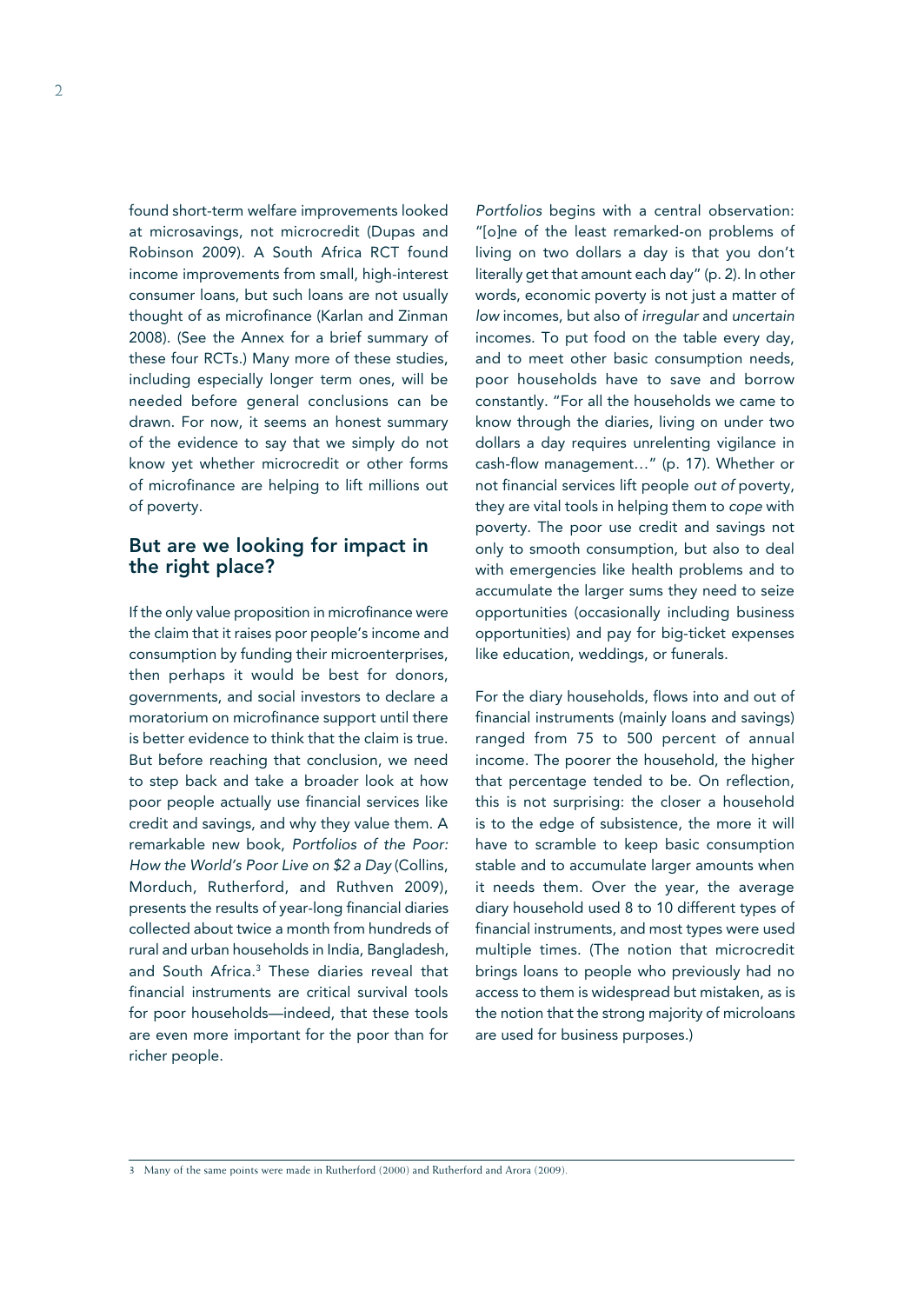found short-term welfare improvements looked at microsavings, not microcredit (Dupas and Robinson 2009). A South Africa RCT found income improvements from small, high-interest consumer loans, but such loans are not usually thought of as microfinance (Karlan and Zinman 2008). (See the Annex for a brief summary of these four RCTs.) Many more of these studies, including especially longer term ones, will be needed before general conclusions can be drawn. For now, it seems an honest summary of the evidence to say that we simply do not know yet whether microcredit or other forms of microfinance are helping to lift millions out of poverty.

## But are we looking for impact in the right place?

If the only value proposition in microfinance were the claim that it raises poor people's income and consumption by funding their microenterprises, then perhaps it would be best for donors, governments, and social investors to declare a moratorium on microfinance support until there is better evidence to think that the claim is true. But before reaching that conclusion, we need to step back and take a broader look at how poor people actually use financial services like credit and savings, and why they value them. A remarkable new book, *Portfolios of the Poor: How the World's Poor Live on $2 a Day* (Collins, Morduch, Rutherford, and Ruthven 2009), presents the results of year-long financial diaries collected about twice a month from hundreds of rural and urban households in India, Bangladesh, and South Africa.[3] These diaries reveal that financial instruments are critical survival tools for poor households—indeed, that these tools are even more important for the poor than for richer people.

*Portfolios* begins with a central observation: "[o]ne of the least remarked-on problems of living on two dollars a day is that you don't literally get that amount each day" (p. 2). In other words, economic poverty is not just a matter of *low* incomes, but also of *irregular* and *uncertain* incomes. To put food on the table every day, and to meet other basic consumption needs, poor households have to save and borrow constantly. "For all the households we came to know through the diaries, living on under two dollars a day requires unrelenting vigilance in cash-flow management…" (p. 17). Whether or not financial services lift people *out of* poverty, they are vital tools in helping them to *cope* with poverty. The poor use credit and savings not only to smooth consumption, but also to deal with emergencies like health problems and to accumulate the larger sums they need to seize opportunities (occasionally including business opportunities) and pay for big-ticket expenses like education, weddings, or funerals.

For the diary households, flows into and out of financial instruments (mainly loans and savings) ranged from 75 to 500 percent of annual income. The poorer the household, the higher that percentage tended to be. On reflection, this is not surprising: the closer a household is to the edge of subsistence, the more it will have to scramble to keep basic consumption stable and to accumulate larger amounts when it needs them. Over the year, the average diary household used 8 to 10 different types of financial instruments, and most types were used multiple times. (The notion that microcredit brings loans to people who previously had no access to them is widespread but mistaken, as is the notion that the strong majority of microloans are used for business purposes.)

---

3 Many of the same points were made in Rutherford (2000) and Rutherford and Arora (2009).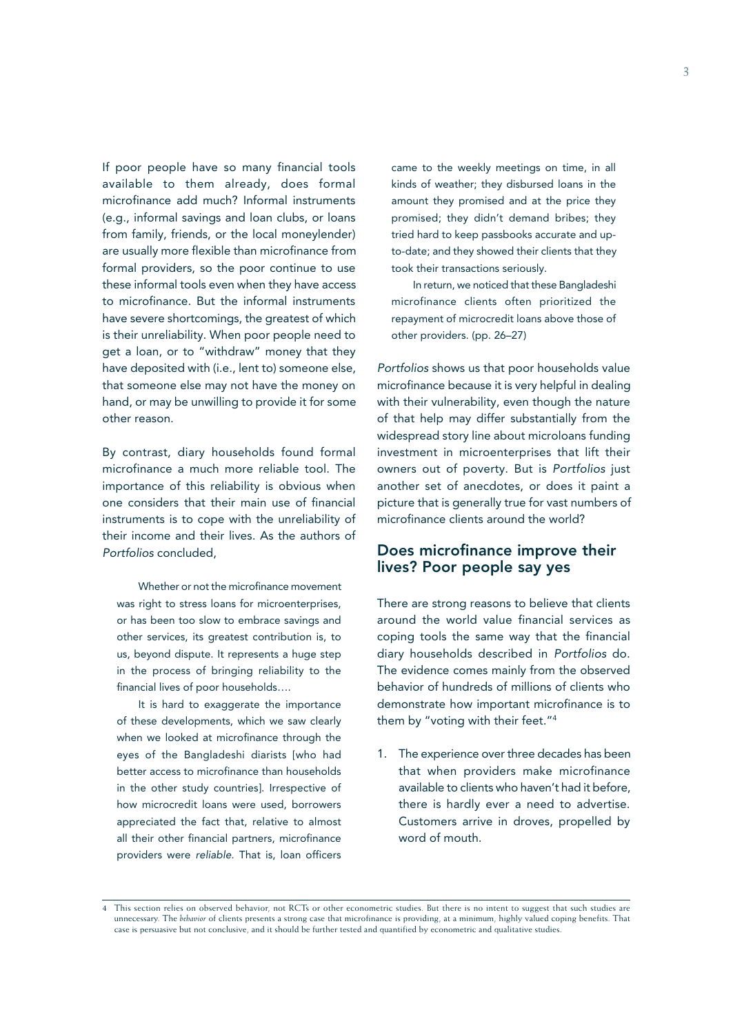If poor people have so many financial tools available to them already, does formal microfinance add much? Informal instruments (e.g., informal savings and loan clubs, or loans from family, friends, or the local moneylender) are usually more flexible than microfinance from formal providers, so the poor continue to use these informal tools even when they have access to microfinance. But the informal instruments have severe shortcomings, the greatest of which is their unreliability. When poor people need to get a loan, or to "withdraw" money that they have deposited with (i.e., lent to) someone else, that someone else may not have the money on hand, or may be unwilling to provide it for some other reason.

By contrast, diary households found formal microfinance a much more reliable tool. The importance of this reliability is obvious when one considers that their main use of financial instruments is to cope with the unreliability of their income and their lives. As the authors of *Portfolios* concluded,

> Whether or not the microfinance movement was right to stress loans for microenterprises, or has been too slow to embrace savings and other services, its greatest contribution is, to us, beyond dispute. It represents a huge step in the process of bringing reliability to the financial lives of poor households….
>
> It is hard to exaggerate the importance of these developments, which we saw clearly when we looked at microfinance through the eyes of the Bangladeshi diarists [who had better access to microfinance than households in the other study countries]. Irrespective of how microcredit loans were used, borrowers appreciated the fact that, relative to almost all their other financial partners, microfinance providers were *reliable*. That is, loan officers came to the weekly meetings on time, in all kinds of weather; they disbursed loans in the amount they promised and at the price they promised; they didn't demand bribes; they tried hard to keep passbooks accurate and up-to-date; and they showed their clients that they took their transactions seriously.
>
> In return, we noticed that these Bangladeshi microfinance clients often prioritized the repayment of microcredit loans above those of other providers. (pp. 26–27)

*Portfolios* shows us that poor households value microfinance because it is very helpful in dealing with their vulnerability, even though the nature of that help may differ substantially from the widespread story line about microloans funding investment in microenterprises that lift their owners out of poverty. But is *Portfolios* just another set of anecdotes, or does it paint a picture that is generally true for vast numbers of microfinance clients around the world?

## Does microfinance improve their lives? Poor people say yes

There are strong reasons to believe that clients around the world value financial services as coping tools the same way that the financial diary households described in *Portfolios* do. The evidence comes mainly from the observed behavior of hundreds of millions of clients who demonstrate how important microfinance is to them by "voting with their feet."[4]

1. The experience over three decades has been that when providers make microfinance available to clients who haven't had it before, there is hardly ever a need to advertise. Customers arrive in droves, propelled by word of mouth.

---

4 This section relies on observed behavior, not RCTs or other econometric studies. But there is no intent to suggest that such studies are unnecessary. The *behavior* of clients presents a strong case that microfinance is providing, at a minimum, highly valued coping benefits. That case is persuasive but not conclusive, and it should be further tested and quantified by econometric and qualitative studies.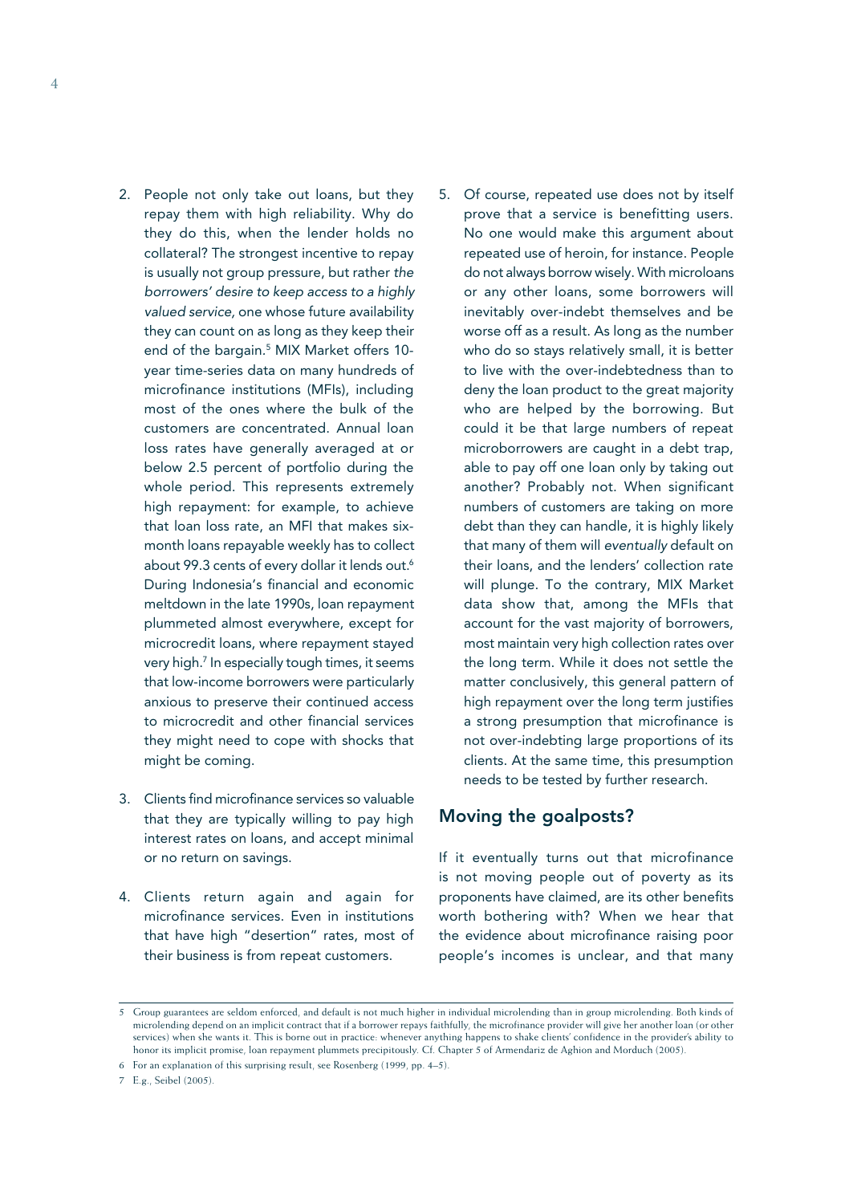2. People not only take out loans, but they repay them with high reliability. Why do they do this, when the lender holds no collateral? The strongest incentive to repay is usually not group pressure, but rather *the borrowers' desire to keep access to a highly valued service,* one whose future availability they can count on as long as they keep their end of the bargain.[5] MIX Market offers 10-year time-series data on many hundreds of microfinance institutions (MFIs), including most of the ones where the bulk of the customers are concentrated. Annual loan loss rates have generally averaged at or below 2.5 percent of portfolio during the whole period. This represents extremely high repayment: for example, to achieve that loan loss rate, an MFI that makes six-month loans repayable weekly has to collect about 99.3 cents of every dollar it lends out.[6] During Indonesia's financial and economic meltdown in the late 1990s, loan repayment plummeted almost everywhere, except for microcredit loans, where repayment stayed very high.[7] In especially tough times, it seems that low-income borrowers were particularly anxious to preserve their continued access to microcredit and other financial services they might need to cope with shocks that might be coming.

3. Clients find microfinance services so valuable that they are typically willing to pay high interest rates on loans, and accept minimal or no return on savings.

4. Clients return again and again for microfinance services. Even in institutions that have high "desertion" rates, most of their business is from repeat customers.

5. Of course, repeated use does not by itself prove that a service is benefitting users. No one would make this argument about repeated use of heroin, for instance. People do not always borrow wisely. With microloans or any other loans, some borrowers will inevitably over-indebt themselves and be worse off as a result. As long as the number who do so stays relatively small, it is better to live with the over-indebtedness than to deny the loan product to the great majority who are helped by the borrowing. But could it be that large numbers of repeat microborrowers are caught in a debt trap, able to pay off one loan only by taking out another? Probably not. When significant numbers of customers are taking on more debt than they can handle, it is highly likely that many of them will *eventually* default on their loans, and the lenders' collection rate will plunge. To the contrary, MIX Market data show that, among the MFIs that account for the vast majority of borrowers, most maintain very high collection rates over the long term. While it does not settle the matter conclusively, this general pattern of high repayment over the long term justifies a strong presumption that microfinance is not over-indebting large proportions of its clients. At the same time, this presumption needs to be tested by further research.

## Moving the goalposts?

If it eventually turns out that microfinance is not moving people out of poverty as its proponents have claimed, are its other benefits worth bothering with? When we hear that the evidence about microfinance raising poor people's incomes is unclear, and that many

---

5 Group guarantees are seldom enforced, and default is not much higher in individual microlending than in group microlending. Both kinds of microlending depend on an implicit contract that if a borrower repays faithfully, the microfinance provider will give her another loan (or other services) when she wants it. This is borne out in practice: whenever anything happens to shake clients' confidence in the provider's ability to honor its implicit promise, loan repayment plummets precipitously. Cf. Chapter 5 of Armendariz de Aghion and Morduch (2005).

6 For an explanation of this surprising result, see Rosenberg (1999, pp. 4–5).

7 E.g., Seibel (2005).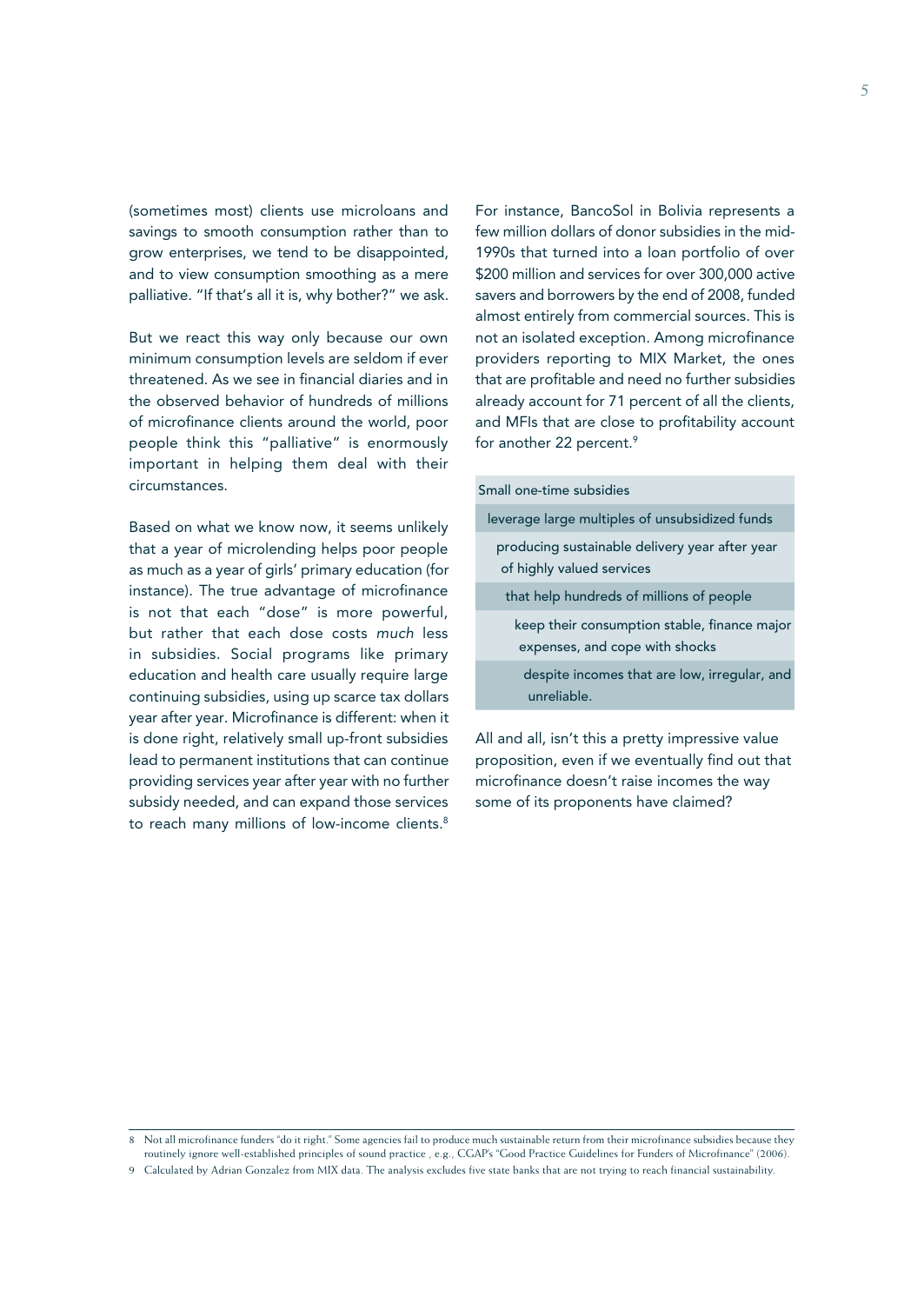(sometimes most) clients use microloans and savings to smooth consumption rather than to grow enterprises, we tend to be disappointed, and to view consumption smoothing as a mere palliative. "If that's all it is, why bother?" we ask.

But we react this way only because our own minimum consumption levels are seldom if ever threatened. As we see in financial diaries and in the observed behavior of hundreds of millions of microfinance clients around the world, poor people think this "palliative" is enormously important in helping them deal with their circumstances.

Based on what we know now, it seems unlikely that a year of microlending helps poor people as much as a year of girls' primary education (for instance). The true advantage of microfinance is not that each "dose" is more powerful, but rather that each dose costs *much* less in subsidies. Social programs like primary education and health care usually require large continuing subsidies, using up scarce tax dollars year after year. Microfinance is different: when it is done right, relatively small up-front subsidies lead to permanent institutions that can continue providing services year after year with no further subsidy needed, and can expand those services to reach many millions of low-income clients.[8]

For instance, BancoSol in Bolivia represents a few million dollars of donor subsidies in the mid-1990s that turned into a loan portfolio of over $200 million and services for over 300,000 active savers and borrowers by the end of 2008, funded almost entirely from commercial sources. This is not an isolated exception. Among microfinance providers reporting to MIX Market, the ones that are profitable and need no further subsidies already account for 71 percent of all the clients, and MFIs that are close to profitability account for another 22 percent.[9]

> Small one-time subsidies
>
> leverage large multiples of unsubsidized funds
>
> producing sustainable delivery year after year of highly valued services
>
> that help hundreds of millions of people
>
> keep their consumption stable, finance major expenses, and cope with shocks
>
> despite incomes that are low, irregular, and unreliable.

All and all, isn't this a pretty impressive value proposition, even if we eventually find out that microfinance doesn't raise incomes the way some of its proponents have claimed?

---

8 Not all microfinance funders "do it right." Some agencies fail to produce much sustainable return from their microfinance subsidies because they routinely ignore well-established principles of sound practice , e.g., CGAP's "Good Practice Guidelines for Funders of Microfinance" (2006).

9 Calculated by Adrian Gonzalez from MIX data. The analysis excludes five state banks that are not trying to reach financial sustainability.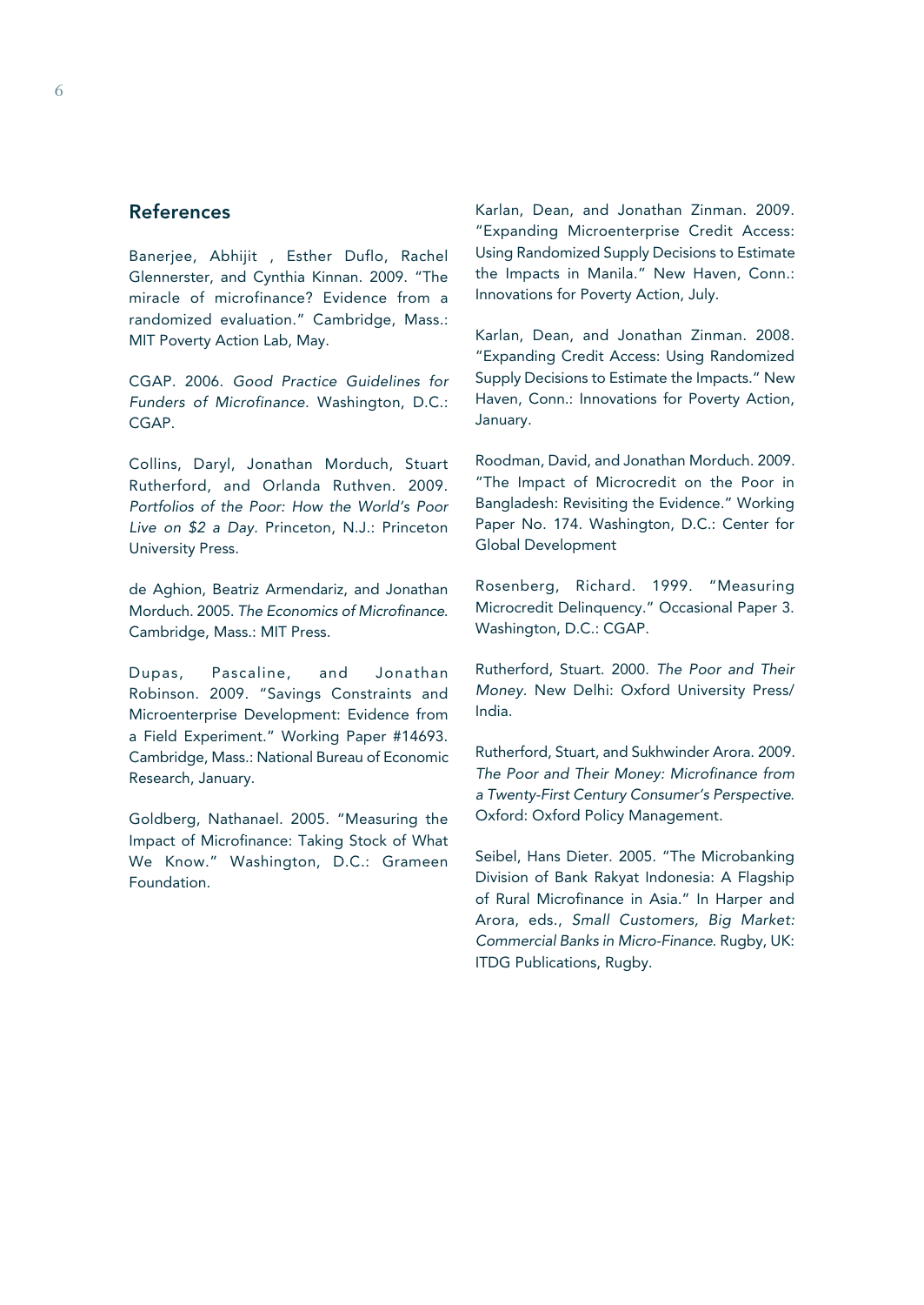## References

Banerjee, Abhijit , Esther Duflo, Rachel Glennerster, and Cynthia Kinnan. 2009. "The miracle of microfinance? Evidence from a randomized evaluation." Cambridge, Mass.: MIT Poverty Action Lab, May.

CGAP. 2006. *Good Practice Guidelines for Funders of Microfinance*. Washington, D.C.: CGAP.

Collins, Daryl, Jonathan Morduch, Stuart Rutherford, and Orlanda Ruthven. 2009. *Portfolios of the Poor: How the World's Poor Live on $2 a Day*. Princeton, N.J.: Princeton University Press.

de Aghion, Beatriz Armendariz, and Jonathan Morduch. 2005. *The Economics of Microfinance*. Cambridge, Mass.: MIT Press.

Dupas, Pascaline, and Jonathan Robinson. 2009. "Savings Constraints and Microenterprise Development: Evidence from a Field Experiment." Working Paper #14693. Cambridge, Mass.: National Bureau of Economic Research, January.

Goldberg, Nathanael. 2005. "Measuring the Impact of Microfinance: Taking Stock of What We Know." Washington, D.C.: Grameen Foundation.

Karlan, Dean, and Jonathan Zinman. 2009. "Expanding Microenterprise Credit Access: Using Randomized Supply Decisions to Estimate the Impacts in Manila." New Haven, Conn.: Innovations for Poverty Action, July.

Karlan, Dean, and Jonathan Zinman. 2008. "Expanding Credit Access: Using Randomized Supply Decisions to Estimate the Impacts." New Haven, Conn.: Innovations for Poverty Action, January.

Roodman, David, and Jonathan Morduch. 2009. "The Impact of Microcredit on the Poor in Bangladesh: Revisiting the Evidence." Working Paper No. 174. Washington, D.C.: Center for Global Development

Rosenberg, Richard. 1999. "Measuring Microcredit Delinquency." Occasional Paper 3. Washington, D.C.: CGAP.

Rutherford, Stuart. 2000. *The Poor and Their Money*. New Delhi: Oxford University Press/ India.

Rutherford, Stuart, and Sukhwinder Arora. 2009. *The Poor and Their Money: Microfinance from a Twenty-First Century Consumer's Perspective*. Oxford: Oxford Policy Management.

Seibel, Hans Dieter. 2005. "The Microbanking Division of Bank Rakyat Indonesia: A Flagship of Rural Microfinance in Asia." In Harper and Arora, eds., *Small Customers, Big Market: Commercial Banks in Micro-Finance*. Rugby, UK: ITDG Publications, Rugby.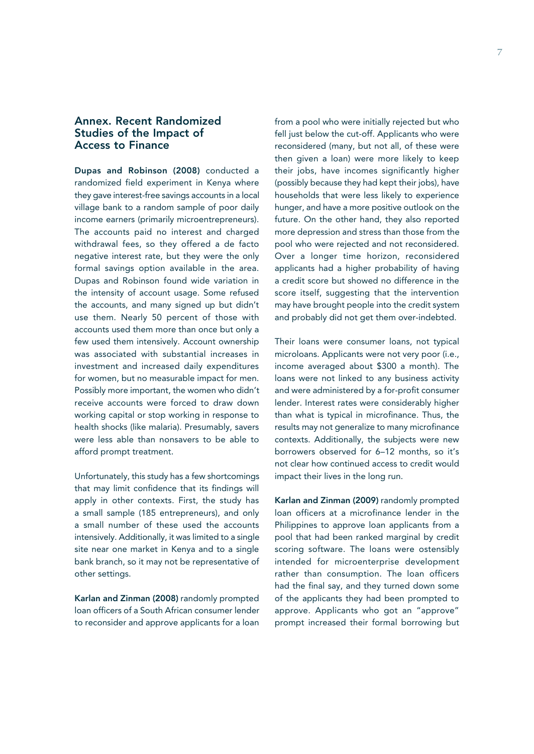## Annex. Recent Randomized Studies of the Impact of Access to Finance

**Dupas and Robinson (2008)** conducted a randomized field experiment in Kenya where they gave interest-free savings accounts in a local village bank to a random sample of poor daily income earners (primarily microentrepreneurs). The accounts paid no interest and charged withdrawal fees, so they offered a de facto negative interest rate, but they were the only formal savings option available in the area. Dupas and Robinson found wide variation in the intensity of account usage. Some refused the accounts, and many signed up but didn't use them. Nearly 50 percent of those with accounts used them more than once but only a few used them intensively. Account ownership was associated with substantial increases in investment and increased daily expenditures for women, but no measurable impact for men. Possibly more important, the women who didn't receive accounts were forced to draw down working capital or stop working in response to health shocks (like malaria). Presumably, savers were less able than nonsavers to be able to afford prompt treatment.

Unfortunately, this study has a few shortcomings that may limit confidence that its findings will apply in other contexts. First, the study has a small sample (185 entrepreneurs), and only a small number of these used the accounts intensively. Additionally, it was limited to a single site near one market in Kenya and to a single bank branch, so it may not be representative of other settings.

**Karlan and Zinman (2008)** randomly prompted loan officers of a South African consumer lender to reconsider and approve applicants for a loan from a pool who were initially rejected but who fell just below the cut-off. Applicants who were reconsidered (many, but not all, of these were then given a loan) were more likely to keep their jobs, have incomes significantly higher (possibly because they had kept their jobs), have households that were less likely to experience hunger, and have a more positive outlook on the future. On the other hand, they also reported more depression and stress than those from the pool who were rejected and not reconsidered. Over a longer time horizon, reconsidered applicants had a higher probability of having a credit score but showed no difference in the score itself, suggesting that the intervention may have brought people into the credit system and probably did not get them over-indebted.

Their loans were consumer loans, not typical microloans. Applicants were not very poor (i.e., income averaged about $300 a month). The loans were not linked to any business activity and were administered by a for-profit consumer lender. Interest rates were considerably higher than what is typical in microfinance. Thus, the results may not generalize to many microfinance contexts. Additionally, the subjects were new borrowers observed for 6–12 months, so it's not clear how continued access to credit would impact their lives in the long run.

**Karlan and Zinman (2009)** randomly prompted loan officers at a microfinance lender in the Philippines to approve loan applicants from a pool that had been ranked marginal by credit scoring software. The loans were ostensibly intended for microenterprise development rather than consumption. The loan officers had the final say, and they turned down some of the applicants they had been prompted to approve. Applicants who got an "approve" prompt increased their formal borrowing but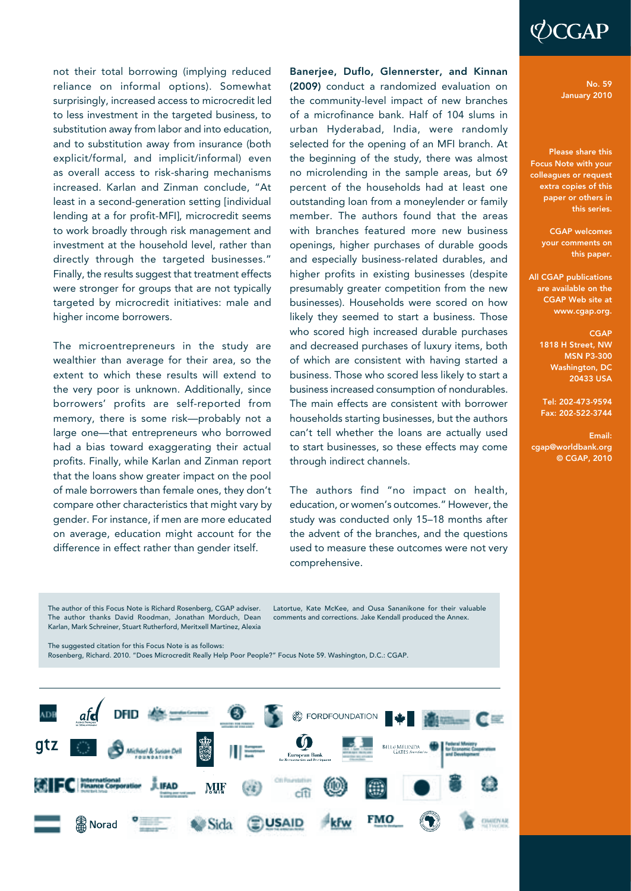not their total borrowing (implying reduced reliance on informal options). Somewhat surprisingly, increased access to microcredit led to less investment in the targeted business, to substitution away from labor and into education, and to substitution away from insurance (both explicit/formal, and implicit/informal) even as overall access to risk-sharing mechanisms increased. Karlan and Zinman conclude, "At least in a second-generation setting [individual lending at a for profit-MFI], microcredit seems to work broadly through risk management and investment at the household level, rather than directly through the targeted businesses." Finally, the results suggest that treatment effects were stronger for groups that are not typically targeted by microcredit initiatives: male and higher income borrowers.

The microentrepreneurs in the study are wealthier than average for their area, so the extent to which these results will extend to the very poor is unknown. Additionally, since borrowers' profits are self-reported from memory, there is some risk—probably not a large one—that entrepreneurs who borrowed had a bias toward exaggerating their actual profits. Finally, while Karlan and Zinman report that the loans show greater impact on the pool of male borrowers than female ones, they don't compare other characteristics that might vary by gender. For instance, if men are more educated on average, education might account for the difference in effect rather than gender itself.

**Banerjee, Duflo, Glennerster, and Kinnan (2009)** conduct a randomized evaluation on the community-level impact of new branches of a microfinance bank. Half of 104 slums in urban Hyderabad, India, were randomly selected for the opening of an MFI branch. At the beginning of the study, there was almost no microlending in the sample areas, but 69 percent of the households had at least one outstanding loan from a moneylender or family member. The authors found that the areas with branches featured more new business openings, higher purchases of durable goods and especially business-related durables, and higher profits in existing businesses (despite presumably greater competition from the new businesses). Households were scored on how likely they seemed to start a business. Those who scored high increased durable purchases and decreased purchases of luxury items, both of which are consistent with having started a business. Those who scored less likely to start a business increased consumption of nondurables. The main effects are consistent with borrower households starting businesses, but the authors can't tell whether the loans are actually used to start businesses, so these effects may come through indirect channels.

The authors find "no impact on health, education, or women's outcomes." However, the study was conducted only 15–18 months after the advent of the branches, and the questions used to measure these outcomes were not very comprehensive.

No. 59
January 2010

Please share this Focus Note with your colleagues or request extra copies of this paper or others in this series.

CGAP welcomes your comments on this paper.

All CGAP publications are available on the CGAP Web site at www.cgap.org.

CGAP
1818 H Street, NW
MSN P3-300
Washington, DC
20433 USA

Tel: 202-473-9594
Fax: 202-522-3744

Email:
cgap@worldbank.org
© CGAP, 2010

The author of this Focus Note is Richard Rosenberg, CGAP adviser. The author thanks David Roodman, Jonathan Morduch, Dean Karlan, Mark Schreiner, Stuart Rutherford, Meritxell Martinez, Alexia Latortue, Kate McKee, and Ousa Sananikone for their valuable comments and corrections. Jake Kendall produced the Annex.

The suggested citation for this Focus Note is as follows:
Rosenberg, Richard. 2010. "Does Microcredit Really Help Poor People?" Focus Note 59. Washington, D.C.: CGAP.